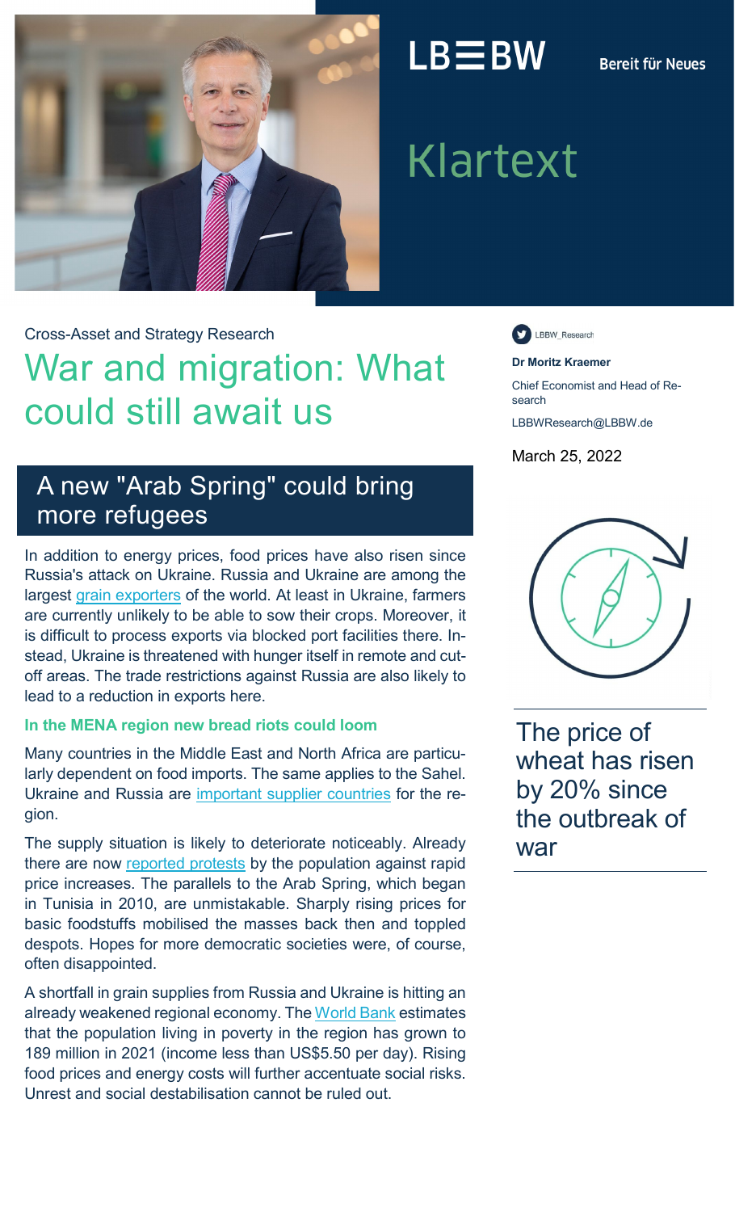LB≡BW Bereit für Neues

# Klartext

Cross-Asset and Strategy Research

# War and migration: What could still await us

LBBW_Research

**Dr Moritz Kraemer**

Chief Economist and Head of Research

LBBWResearch@LBBW.de

March 25, 2022

## A new "Arab Spring" could bring more refugees

In addition to energy prices, food prices have also risen since Russia's attack on Ukraine. Russia and Ukraine are among the largest grain exporters of the world. At least in Ukraine, farmers are currently unlikely to be able to sow their crops. Moreover, it is difficult to process exports via blocked port facilities there. Instead, Ukraine is threatened with hunger itself in remote and cut-off areas. The trade restrictions against Russia are also likely to lead to a reduction in exports here.

### In the MENA region new bread riots could loom

Many countries in the Middle East and North Africa are particularly dependent on food imports. The same applies to the Sahel. Ukraine and Russia are important supplier countries for the region.

The supply situation is likely to deteriorate noticeably. Already there are now reported protests by the population against rapid price increases. The parallels to the Arab Spring, which began in Tunisia in 2010, are unmistakable. Sharply rising prices for basic foodstuffs mobilised the masses back then and toppled despots. Hopes for more democratic societies were, of course, often disappointed.

A shortfall in grain supplies from Russia and Ukraine is hitting an already weakened regional economy. The World Bank estimates that the population living in poverty in the region has grown to 189 million in 2021 (income less than US$5.50 per day). Rising food prices and energy costs will further accentuate social risks. Unrest and social destabilisation cannot be ruled out.

The price of wheat has risen by 20% since the outbreak of war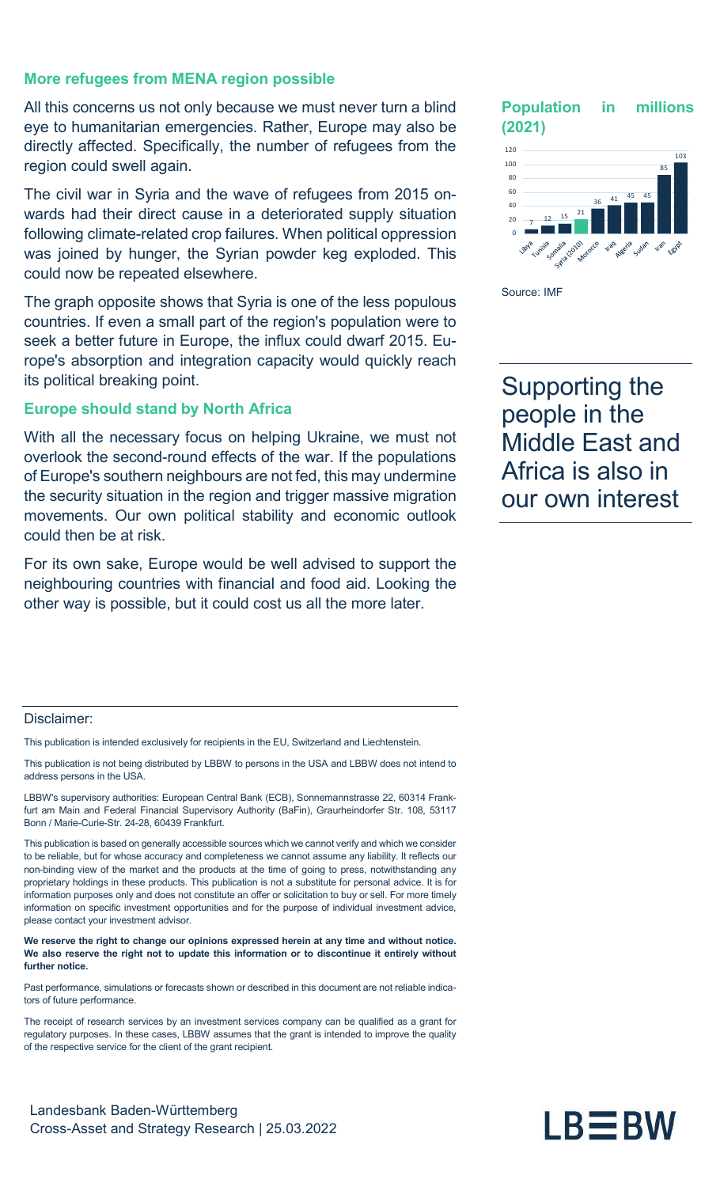## More refugees from MENA region possible

All this concerns us not only because we must never turn a blind eye to humanitarian emergencies. Rather, Europe may also be directly affected. Specifically, the number of refugees from the region could swell again.

The civil war in Syria and the wave of refugees from 2015 onwards had their direct cause in a deteriorated supply situation following climate-related crop failures. When political oppression was joined by hunger, the Syrian powder keg exploded. This could now be repeated elsewhere.

The graph opposite shows that Syria is one of the less populous countries. If even a small part of the region's population were to seek a better future in Europe, the influx could dwarf 2015. Europe's absorption and integration capacity would quickly reach its political breaking point.

## Europe should stand by North Africa

With all the necessary focus on helping Ukraine, we must not overlook the second-round effects of the war. If the populations of Europe's southern neighbours are not fed, this may undermine the security situation in the region and trigger massive migration movements. Our own political stability and economic outlook could then be at risk.

For its own sake, Europe would be well advised to support the neighbouring countries with financial and food aid. Looking the other way is possible, but it could cost us all the more later.

**Population in millions (2021)**

120
100
80
60
40
20
0

7, 12, 15, 21, 36, 41, 45, 45, 85, 103

Libya, Tunisia, Somalia, Syria (2010), Morocco, Iraq, Algeria, Sudan, Iran, Egypt

Source: IMF

Supporting the people in the Middle East and Africa is also in our own interest

---

Disclaimer:

This publication is intended exclusively for recipients in the EU, Switzerland and Liechtenstein.

This publication is not being distributed by LBBW to persons in the USA and LBBW does not intend to address persons in the USA.

LBBW's supervisory authorities: European Central Bank (ECB), Sonnemannstrasse 22, 60314 Frankfurt am Main and Federal Financial Supervisory Authority (BaFin), Graurheindorfer Str. 108, 53117 Bonn / Marie-Curie-Str. 24-28, 60439 Frankfurt.

This publication is based on generally accessible sources which we cannot verify and which we consider to be reliable, but for whose accuracy and completeness we cannot assume any liability. It reflects our non-binding view of the market and the products at the time of going to press, notwithstanding any proprietary holdings in these products. This publication is not a substitute for personal advice. It is for information purposes only and does not constitute an offer or solicitation to buy or sell. For more timely information on specific investment opportunities and for the purpose of individual investment advice, please contact your investment advisor.

**We reserve the right to change our opinions expressed herein at any time and without notice. We also reserve the right not to update this information or to discontinue it entirely without further notice.**

Past performance, simulations or forecasts shown or described in this document are not reliable indicators of future performance.

The receipt of research services by an investment services company can be qualified as a grant for regulatory purposes. In these cases, LBBW assumes that the grant is intended to improve the quality of the respective service for the client of the grant recipient.

Landesbank Baden-Württemberg
Cross-Asset and Strategy Research | 25.03.2022

LBBW